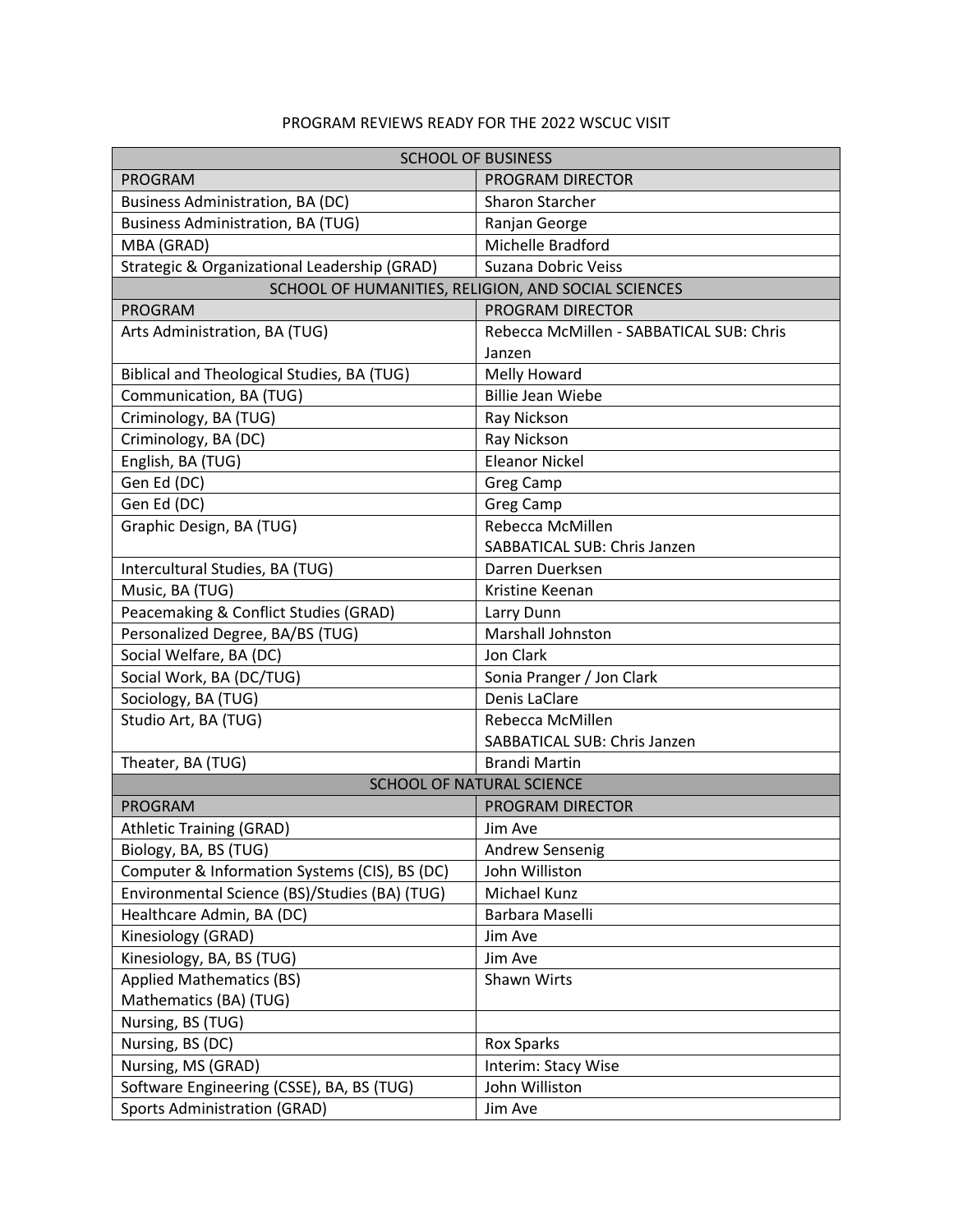PROGRAM REVIEWS READY FOR THE 2022 WSCUC VISIT

| SCHOOL OF BUSINESS | |
|---|---|
| PROGRAM | PROGRAM DIRECTOR |
| Business Administration, BA (DC) | Sharon Starcher |
| Business Administration, BA (TUG) | Ranjan George |
| MBA (GRAD) | Michelle Bradford |
| Strategic & Organizational Leadership (GRAD) | Suzana Dobric Veiss |
| SCHOOL OF HUMANITIES, RELIGION, AND SOCIAL SCIENCES | |
| PROGRAM | PROGRAM DIRECTOR |
| Arts Administration, BA (TUG) | Rebecca McMillen - SABBATICAL SUB: Chris Janzen |
| Biblical and Theological Studies, BA (TUG) | Melly Howard |
| Communication, BA (TUG) | Billie Jean Wiebe |
| Criminology, BA (TUG) | Ray Nickson |
| Criminology, BA (DC) | Ray Nickson |
| English, BA (TUG) | Eleanor Nickel |
| Gen Ed (DC) | Greg Camp |
| Gen Ed (DC) | Greg Camp |
| Graphic Design, BA (TUG) | Rebecca McMillen SABBATICAL SUB: Chris Janzen |
| Intercultural Studies, BA (TUG) | Darren Duerksen |
| Music, BA (TUG) | Kristine Keenan |
| Peacemaking & Conflict Studies (GRAD) | Larry Dunn |
| Personalized Degree, BA/BS (TUG) | Marshall Johnston |
| Social Welfare, BA (DC) | Jon Clark |
| Social Work, BA (DC/TUG) | Sonia Pranger / Jon Clark |
| Sociology, BA (TUG) | Denis LaClare |
| Studio Art, BA (TUG) | Rebecca McMillen SABBATICAL SUB: Chris Janzen |
| Theater, BA (TUG) | Brandi Martin |
| SCHOOL OF NATURAL SCIENCE | |
| PROGRAM | PROGRAM DIRECTOR |
| Athletic Training (GRAD) | Jim Ave |
| Biology, BA, BS (TUG) | Andrew Sensenig |
| Computer & Information Systems (CIS), BS (DC) | John Williston |
| Environmental Science (BS)/Studies (BA) (TUG) | Michael Kunz |
| Healthcare Admin, BA (DC) | Barbara Maselli |
| Kinesiology (GRAD) | Jim Ave |
| Kinesiology, BA, BS (TUG) | Jim Ave |
| Applied Mathematics (BS) Mathematics (BA) (TUG) | Shawn Wirts |
| Nursing, BS (TUG) | |
| Nursing, BS (DC) | Rox Sparks |
| Nursing, MS (GRAD) | Interim: Stacy Wise |
| Software Engineering (CSSE), BA, BS (TUG) | John Williston |
| Sports Administration (GRAD) | Jim Ave |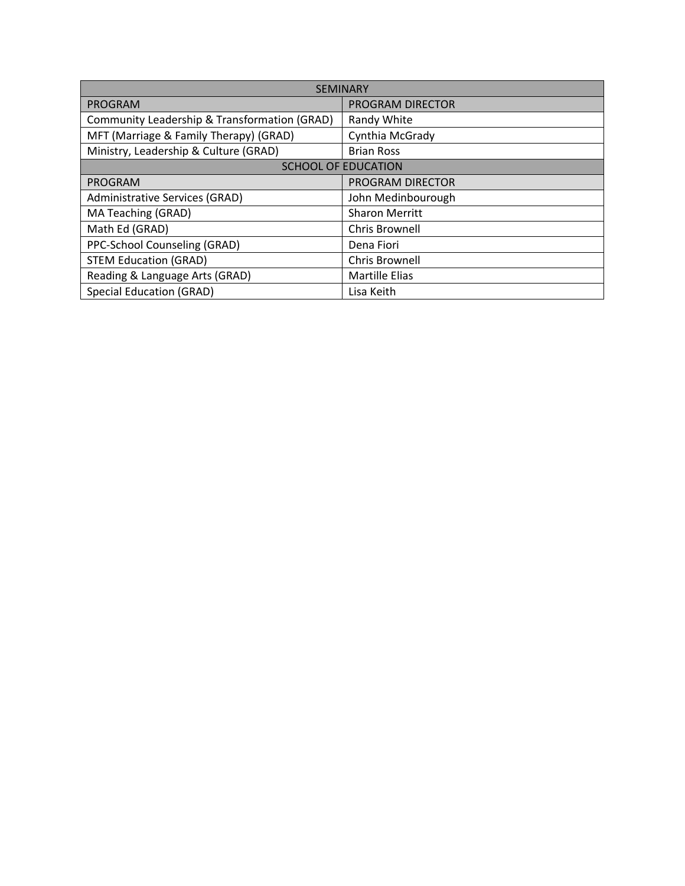| SEMINARY | |
|---|---|
| PROGRAM | PROGRAM DIRECTOR |
| Community Leadership & Transformation (GRAD) | Randy White |
| MFT (Marriage & Family Therapy) (GRAD) | Cynthia McGrady |
| Ministry, Leadership & Culture (GRAD) | Brian Ross |
| SCHOOL OF EDUCATION | |
| PROGRAM | PROGRAM DIRECTOR |
| Administrative Services (GRAD) | John Medinbourough |
| MA Teaching (GRAD) | Sharon Merritt |
| Math Ed (GRAD) | Chris Brownell |
| PPC-School Counseling (GRAD) | Dena Fiori |
| STEM Education (GRAD) | Chris Brownell |
| Reading & Language Arts (GRAD) | Martille Elias |
| Special Education (GRAD) | Lisa Keith |